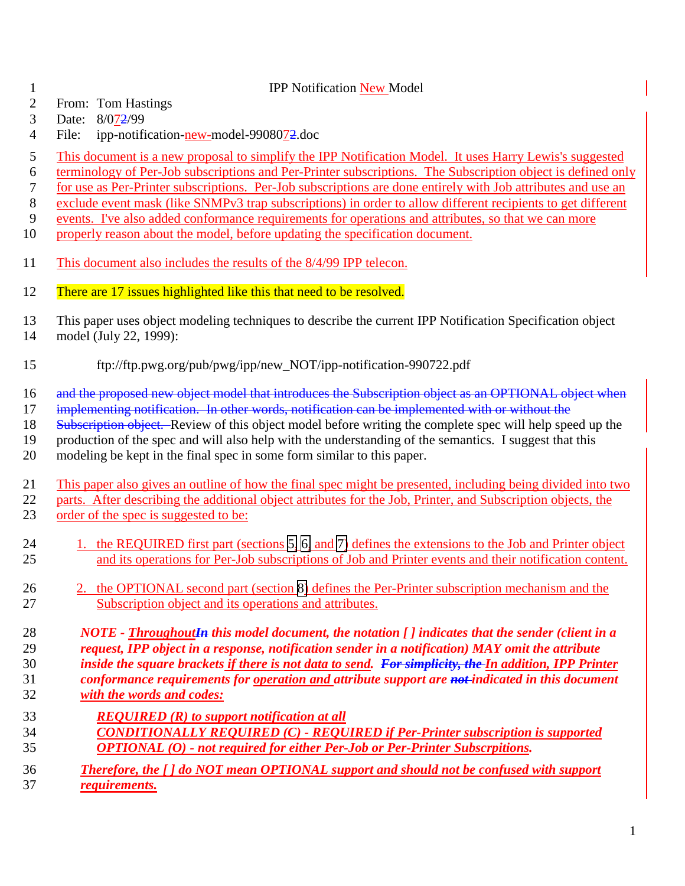# IPP Notification New Model

From: Tom Hastings
Date: 8/072/99
File: ipp-notification-new-model-9908072.doc

This document is a new proposal to simplify the IPP Notification Model. It uses Harry Lewis's suggested terminology of Per-Job subscriptions and Per-Printer subscriptions. The Subscription object is defined only for use as Per-Printer subscriptions. Per-Job subscriptions are done entirely with Job attributes and use an exclude event mask (like SNMPv3 trap subscriptions) in order to allow different recipients to get different events. I've also added conformance requirements for operations and attributes, so that we can more properly reason about the model, before updating the specification document.

This document also includes the results of the 8/4/99 IPP telecon.

There are 17 issues highlighted like this that need to be resolved.

This paper uses object modeling techniques to describe the current IPP Notification Specification object model (July 22, 1999):

ftp://ftp.pwg.org/pub/pwg/ipp/new_NOT/ipp-notification-990722.pdf

~~and the proposed new object model that introduces the Subscription object as an OPTIONAL object when implementing notification. In other words, notification can be implemented with or without the Subscription object.~~ Review of this object model before writing the complete spec will help speed up the production of the spec and will also help with the understanding of the semantics. I suggest that this modeling be kept in the final spec in some form similar to this paper.

This paper also gives an outline of how the final spec might be presented, including being divided into two parts. After describing the additional object attributes for the Job, Printer, and Subscription objects, the order of the spec is suggested to be:

1. the REQUIRED first part (sections 5, 6, and 7) defines the extensions to the Job and Printer object and its operations for Per-Job subscriptions of Job and Printer events and their notification content.

2. the OPTIONAL second part (section 8) defines the Per-Printer subscription mechanism and the Subscription object and its operations and attributes.

> ***NOTE - Throughout~~In~~ this model document, the notation [ ] indicates that the sender (client in a request, IPP object in a response, notification sender in a notification) MAY omit the attribute inside the square brackets if there is not data to send. ~~For simplicity, the~~ In addition, IPP Printer conformance requirements for operation and attribute support are ~~not~~ indicated in this document with the words and codes:***
>
> ***REQUIRED (R) to support notification at all***
> ***CONDITIONALLY REQUIRED (C) - REQUIRED if Per-Printer subscription is supported***
> ***OPTIONAL (O) - not required for either Per-Job or Per-Printer Subscrpitions.***
>
> ***Therefore, the [ ] do NOT mean OPTIONAL support and should not be confused with support requirements.***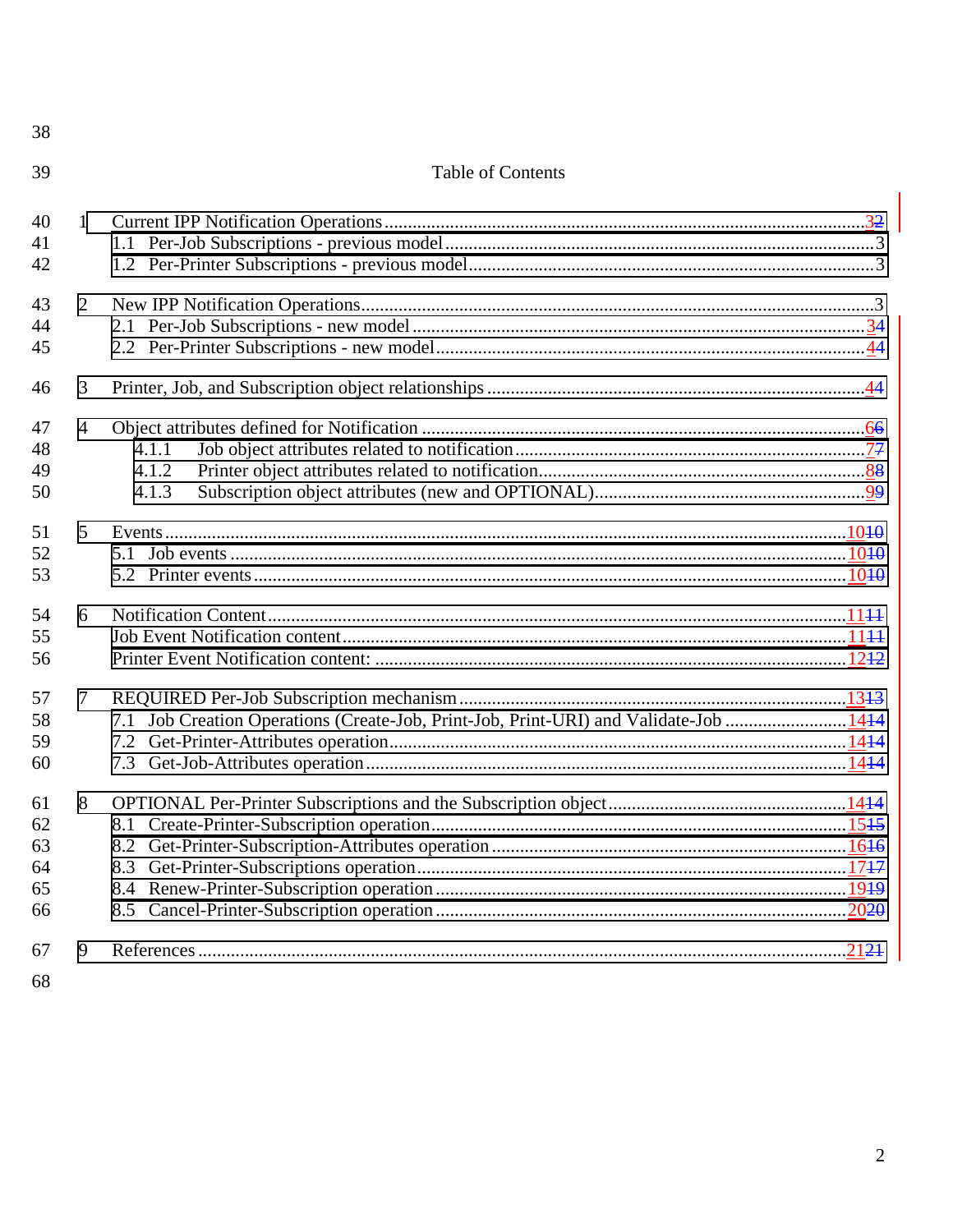# Table of Contents

1 Current IPP Notification Operations ........ 32
  1.1 Per-Job Subscriptions - previous model ........ 3
  1.2 Per-Printer Subscriptions - previous model ........ 3

2 New IPP Notification Operations ........ 3
  2.1 Per-Job Subscriptions - new model ........ 34
  2.2 Per-Printer Subscriptions - new model ........ 44

3 Printer, Job, and Subscription object relationships ........ 44

4 Object attributes defined for Notification ........ 66
    4.1.1 Job object attributes related to notification ........ 77
    4.1.2 Printer object attributes related to notification ........ 88
    4.1.3 Subscription object attributes (new and OPTIONAL) ........ 99

5 Events ........ 1010
  5.1 Job events ........ 1010
  5.2 Printer events ........ 1010

6 Notification Content ........ 1111
  Job Event Notification content ........ 1111
  Printer Event Notification content: ........ 1212

7 REQUIRED Per-Job Subscription mechanism ........ 1313
  7.1 Job Creation Operations (Create-Job, Print-Job, Print-URI) and Validate-Job ........ 1414
  7.2 Get-Printer-Attributes operation ........ 1414
  7.3 Get-Job-Attributes operation ........ 1414

8 OPTIONAL Per-Printer Subscriptions and the Subscription object ........ 1414
  8.1 Create-Printer-Subscription operation ........ 1515
  8.2 Get-Printer-Subscription-Attributes operation ........ 1616
  8.3 Get-Printer-Subscriptions operation ........ 1717
  8.4 Renew-Printer-Subscription operation ........ 1919
  8.5 Cancel-Printer-Subscription operation ........ 2020

9 References ........ 2121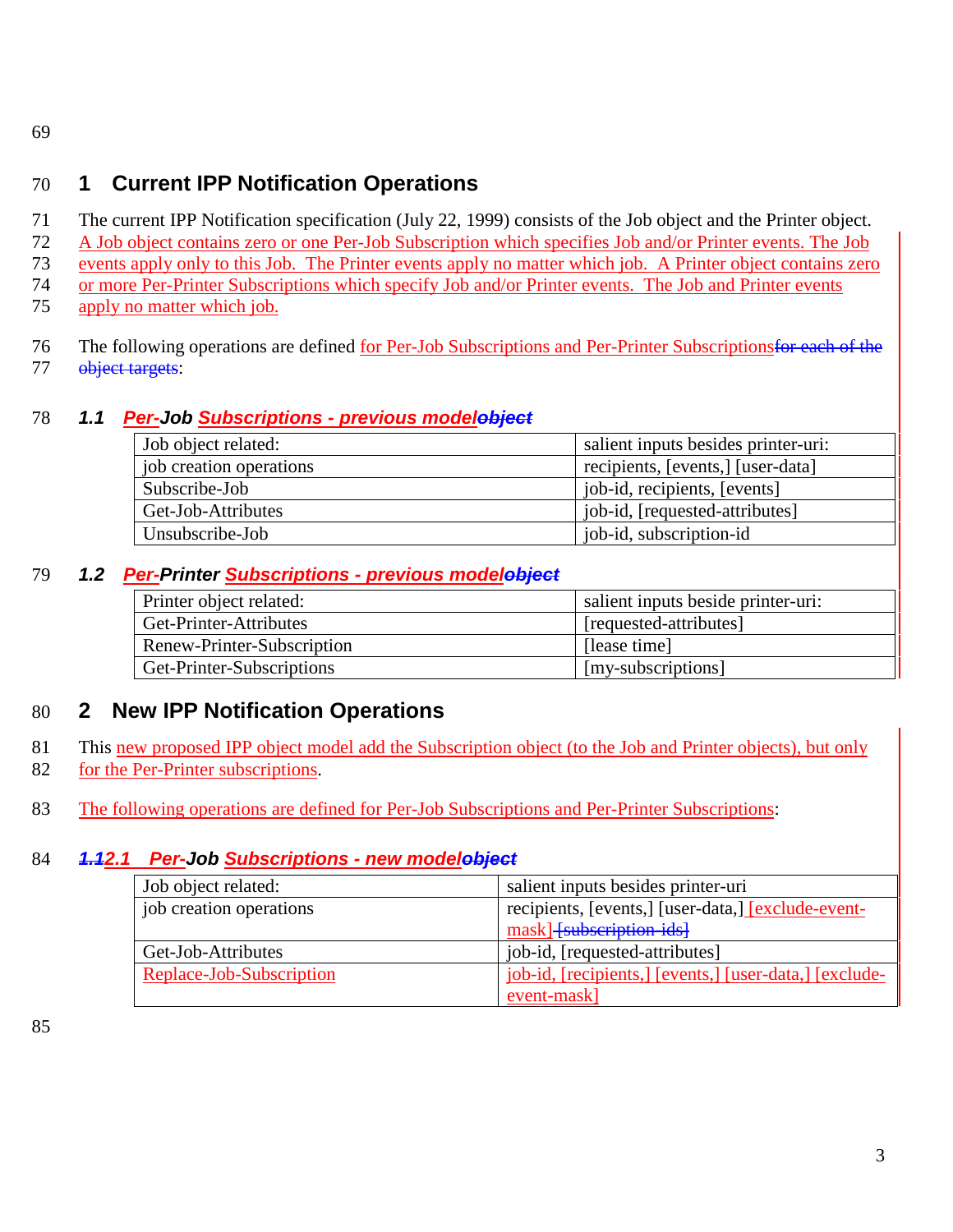# 1 Current IPP Notification Operations

The current IPP Notification specification (July 22, 1999) consists of the Job object and the Printer object. A Job object contains zero or one Per-Job Subscription which specifies Job and/or Printer events. The Job events apply only to this Job. The Printer events apply no matter which job. A Printer object contains zero or more Per-Printer Subscriptions which specify Job and/or Printer events. The Job and Printer events apply no matter which job.

The following operations are defined for Per-Job Subscriptions and Per-Printer Subscriptions~~for each of the object targets~~:

## 1.1 Per-Job Subscriptions - previous model~~object~~

| Job object related: | salient inputs besides printer-uri: |
|---|---|
| job creation operations | recipients, [events,] [user-data] |
| Subscribe-Job | job-id, recipients, [events] |
| Get-Job-Attributes | job-id, [requested-attributes] |
| Unsubscribe-Job | job-id, subscription-id |

## 1.2 Per-Printer Subscriptions - previous model~~object~~

| Printer object related: | salient inputs beside printer-uri: |
|---|---|
| Get-Printer-Attributes | [requested-attributes] |
| Renew-Printer-Subscription | [lease time] |
| Get-Printer-Subscriptions | [my-subscriptions] |

# 2 New IPP Notification Operations

This new proposed IPP object model add the Subscription object (to the Job and Printer objects), but only for the Per-Printer subscriptions.

The following operations are defined for Per-Job Subscriptions and Per-Printer Subscriptions:

## ~~1.1~~2.1 Per-Job Subscriptions - new model~~object~~

| Job object related: | salient inputs besides printer-uri |
|---|---|
| job creation operations | recipients, [events,] [user-data,] [exclude-event-mask] ~~[subscription-ids]~~ |
| Get-Job-Attributes | job-id, [requested-attributes] |
| Replace-Job-Subscription | job-id, [recipients,] [events,] [user-data,] [exclude-event-mask] |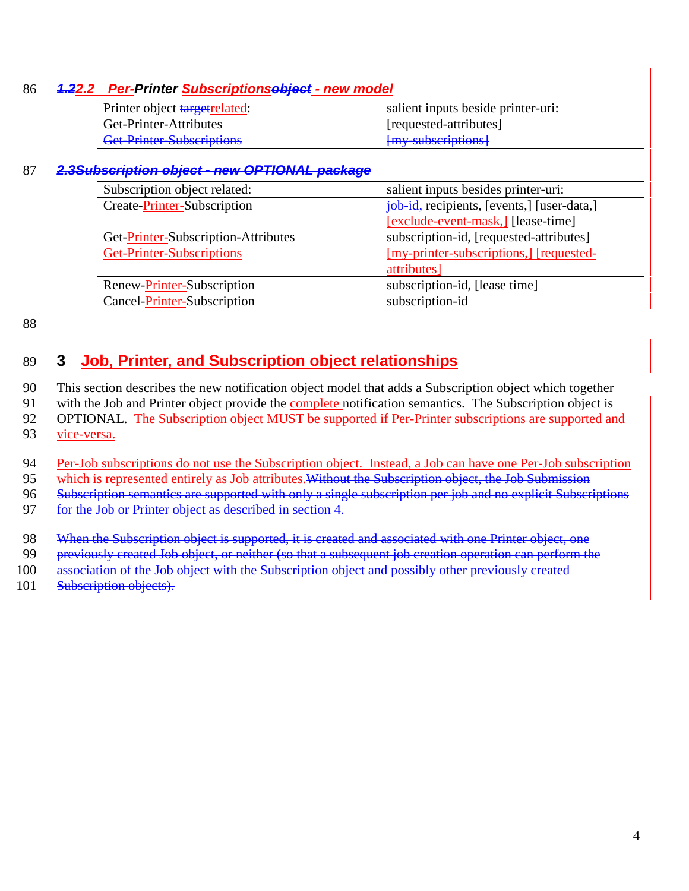### 1.22.2 Per-Printer Subscriptionsobject - new model

| Printer object targetrelated: | salient inputs beside printer-uri: |
| --- | --- |
| Get-Printer-Attributes | [requested-attributes] |
| Get-Printer-Subscriptions | [my-subscriptions] |

### 2.3Subscription object - new OPTIONAL package

| Subscription object related: | salient inputs besides printer-uri: |
| --- | --- |
| Create-Printer-Subscription | job-id, recipients, [events,] [user-data,] [exclude-event-mask,] [lease-time] |
| Get-Printer-Subscription-Attributes | subscription-id, [requested-attributes] |
| Get-Printer-Subscriptions | [my-printer-subscriptions,] [requested-attributes] |
| Renew-Printer-Subscription | subscription-id, [lease time] |
| Cancel-Printer-Subscription | subscription-id |

# 3 Job, Printer, and Subscription object relationships

This section describes the new notification object model that adds a Subscription object which together with the Job and Printer object provide the complete notification semantics. The Subscription object is OPTIONAL. The Subscription object MUST be supported if Per-Printer subscriptions are supported and vice-versa.

Per-Job subscriptions do not use the Subscription object. Instead, a Job can have one Per-Job subscription which is represented entirely as Job attributes.Without the Subscription object, the Job Submission Subscription semantics are supported with only a single subscription per job and no explicit Subscriptions for the Job or Printer object as described in section 4.

When the Subscription object is supported, it is created and associated with one Printer object, one previously created Job object, or neither (so that a subsequent job creation operation can perform the association of the Job object with the Subscription object and possibly other previously created Subscription objects).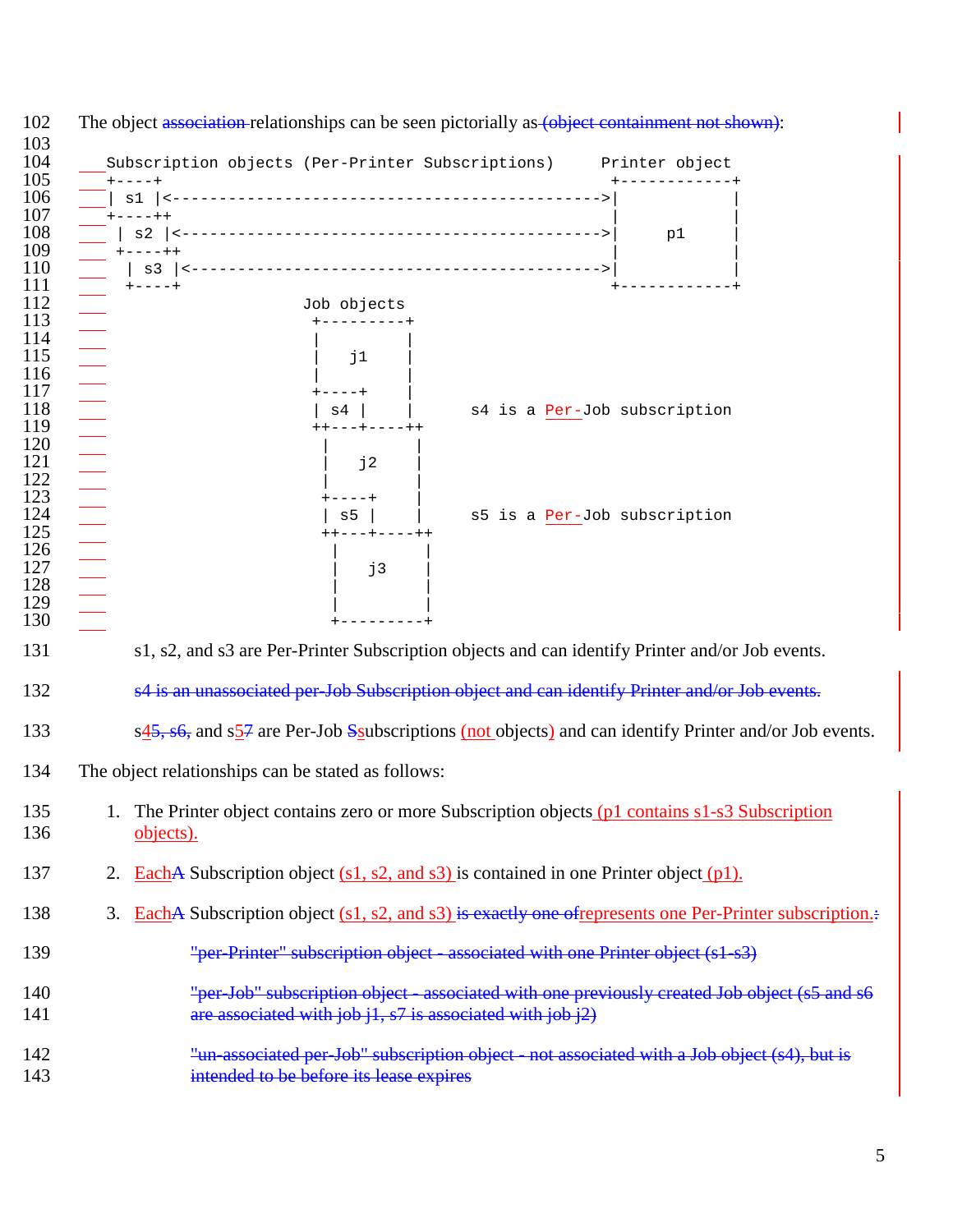The object ~~association~~ relationships can be seen pictorially as ~~(object containment not shown)~~:

```
Subscription objects (Per-Printer Subscriptions)     Printer object
+----+                                                +------------+
| s1 |<---------------------------------------------->|            |
+----++                                               |            |
 | s2 |<--------------------------------------------->|     p1     |
 +----++                                              |            |
  | s3 |<-------------------------------------------->|            |
  +----+                                              +------------+
                    Job objects
                     +---------+
                     |         |
                     |   j1    |
                     |         |
                     +----+    |
                     | s4 |    |      s4 is a Per-Job subscription
                     ++---+----++
                      |         |
                      |   j2    |
                      |         |
                      +----+    |
                      | s5 |    |     s5 is a Per-Job subscription
                      ++---+----++
                       |         |
                       |   j3    |
                       |         |
                       |         |
                       +---------+
```

s1, s2, and s3 are Per-Printer Subscription objects and can identify Printer and/or Job events.

~~s4 is an unassociated per-Job Subscription object and can identify Printer and/or Job events.~~

s4~~5, s6,~~ and s5~~7~~ are Per-Job ~~S~~subscriptions (not objects) and can identify Printer and/or Job events.

The object relationships can be stated as follows:

1. The Printer object contains zero or more Subscription objects (p1 contains s1-s3 Subscription objects).

2. Each~~A~~ Subscription object (s1, s2, and s3) is contained in one Printer object (p1).

3. Each~~A~~ Subscription object (s1, s2, and s3) ~~is exactly one of~~represents one Per-Printer subscription.~~:~~

   ~~"per-Printer" subscription object - associated with one Printer object (s1-s3)~~

   ~~"per-Job" subscription object - associated with one previously created Job object (s5 and s6 are associated with job j1, s7 is associated with job j2)~~

   ~~"un-associated per-Job" subscription object - not associated with a Job object (s4), but is intended to be before its lease expires~~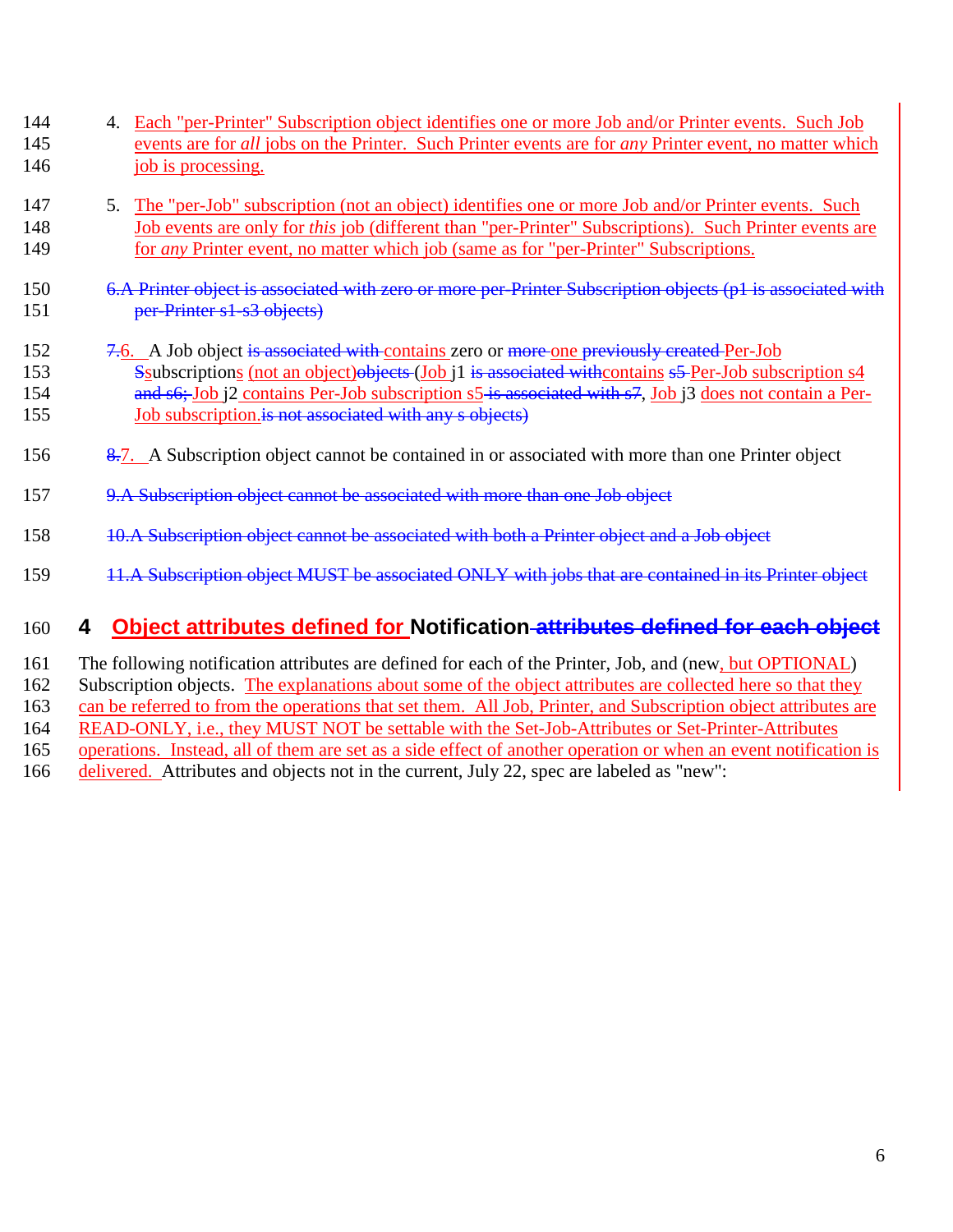4. Each "per-Printer" Subscription object identifies one or more Job and/or Printer events. Such Job events are for *all* jobs on the Printer. Such Printer events are for *any* Printer event, no matter which job is processing.

5. The "per-Job" subscription (not an object) identifies one or more Job and/or Printer events. Such Job events are only for *this* job (different than "per-Printer" Subscriptions). Such Printer events are for *any* Printer event, no matter which job (same as for "per-Printer" Subscriptions.

~~6.A Printer object is associated with zero or more per-Printer Subscription objects (p1 is associated with per-Printer s1-s3 objects)~~

~~7.~~6. A Job object ~~is associated with~~ contains zero or ~~more~~ one ~~previously created~~ Per-Job ~~S~~subscriptions (not an object)~~objects~~ (Job j1 ~~is associated with~~contains ~~s5~~ Per-Job subscription s4 ~~and s6;~~ Job j2 contains Per-Job subscription s5 ~~is associated with s7~~, Job j3 does not contain a Per-Job subscription.~~is not associated with any s objects)~~

~~8.~~7. A Subscription object cannot be contained in or associated with more than one Printer object

~~9.A Subscription object cannot be associated with more than one Job object~~

~~10.A Subscription object cannot be associated with both a Printer object and a Job object~~

~~11.A Subscription object MUST be associated ONLY with jobs that are contained in its Printer object~~

# 4 Object attributes defined for Notification ~~attributes defined for each object~~

The following notification attributes are defined for each of the Printer, Job, and (new, but OPTIONAL) Subscription objects. The explanations about some of the object attributes are collected here so that they can be referred to from the operations that set them. All Job, Printer, and Subscription object attributes are READ-ONLY, i.e., they MUST NOT be settable with the Set-Job-Attributes or Set-Printer-Attributes operations. Instead, all of them are set as a side effect of another operation or when an event notification is delivered. Attributes and objects not in the current, July 22, spec are labeled as "new":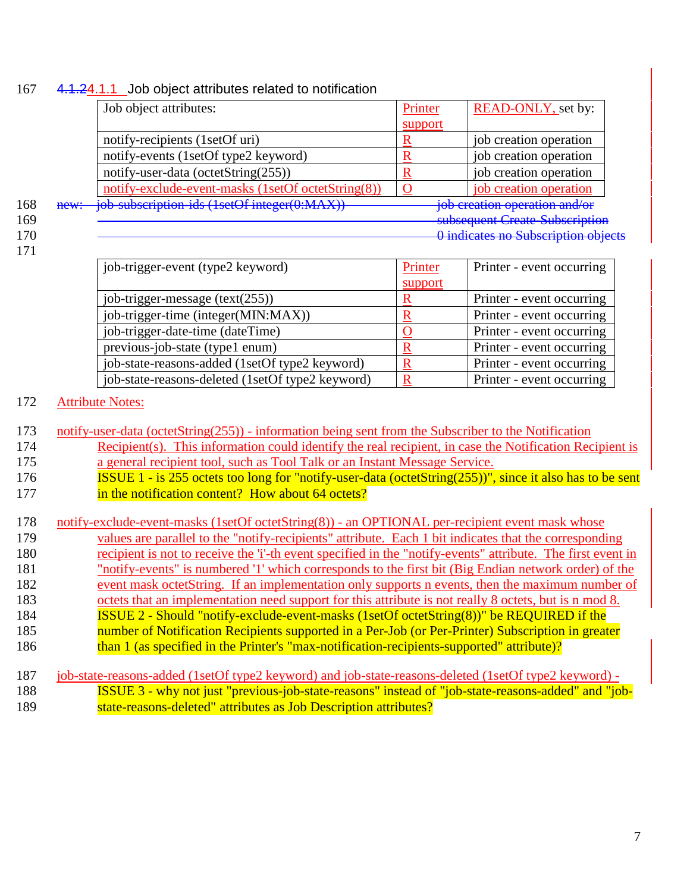### 4.1.1 Job object attributes related to notification

| Job object attributes: | Printer support | READ-ONLY, set by: |
|---|---|---|
| notify-recipients (1setOf uri) | R | job creation operation |
| notify-events (1setOf type2 keyword) | R | job creation operation |
| notify-user-data (octetString(255)) | R | job creation operation |
| notify-exclude-event-masks (1setOf octetString(8)) | O | job creation operation |

~~new: job-subscription-ids (1setOf integer(0:MAX)) job creation operation and/or subsequent Create-Subscription 0 indicates no Subscription objects~~

| job-trigger-event (type2 keyword) | Printer support | Printer - event occurring |
|---|---|---|
| job-trigger-message (text(255)) | R | Printer - event occurring |
| job-trigger-time (integer(MIN:MAX)) | R | Printer - event occurring |
| job-trigger-date-time (dateTime) | O | Printer - event occurring |
| previous-job-state (type1 enum) | R | Printer - event occurring |
| job-state-reasons-added (1setOf type2 keyword) | R | Printer - event occurring |
| job-state-reasons-deleted (1setOf type2 keyword) | R | Printer - event occurring |

Attribute Notes:

notify-user-data (octetString(255)) - information being sent from the Subscriber to the Notification Recipient(s). This information could identify the real recipient, in case the Notification Recipient is a general recipient tool, such as Tool Talk or an Instant Message Service.
ISSUE 1 - is 255 octets too long for "notify-user-data (octetString(255))", since it also has to be sent in the notification content? How about 64 octets?

notify-exclude-event-masks (1setOf octetString(8)) - an OPTIONAL per-recipient event mask whose values are parallel to the "notify-recipients" attribute. Each 1 bit indicates that the corresponding recipient is not to receive the 'i'-th event specified in the "notify-events" attribute. The first event in "notify-events" is numbered '1' which corresponds to the first bit (Big Endian network order) of the event mask octetString. If an implementation only supports n events, then the maximum number of octets that an implementation need support for this attribute is not really 8 octets, but is n mod 8.
ISSUE 2 - Should "notify-exclude-event-masks (1setOf octetString(8))" be REQUIRED if the number of Notification Recipients supported in a Per-Job (or Per-Printer) Subscription in greater than 1 (as specified in the Printer's "max-notification-recipients-supported" attribute)?

job-state-reasons-added (1setOf type2 keyword) and job-state-reasons-deleted (1setOf type2 keyword) -
ISSUE 3 - why not just "previous-job-state-reasons" instead of "job-state-reasons-added" and "job-state-reasons-deleted" attributes as Job Description attributes?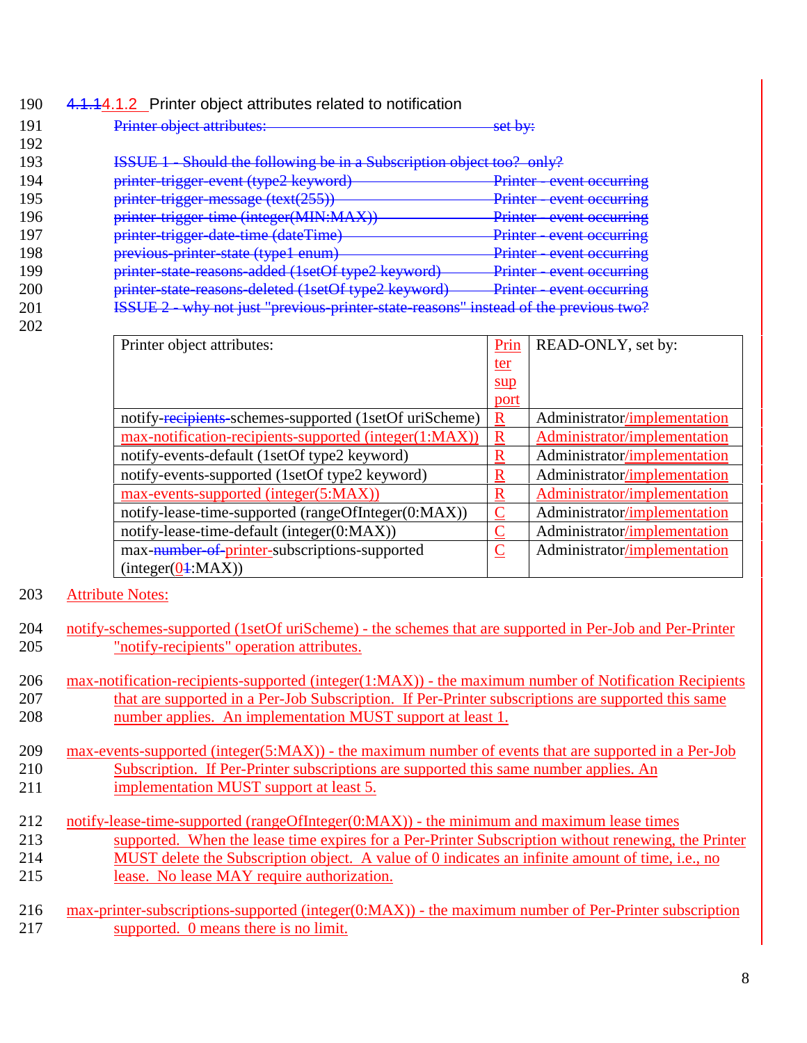### 4.1.1 4.1.2 Printer object attributes related to notification

~~Printer object attributes: set by:~~

~~ISSUE 1 - Should the following be in a Subscription object too? only?~~
~~printer-trigger-event (type2 keyword) Printer - event occurring~~
~~printer-trigger-message (text(255)) Printer - event occurring~~
~~printer-trigger-time (integer(MIN:MAX)) Printer - event occurring~~
~~printer-trigger-date-time (dateTime) Printer - event occurring~~
~~previous-printer-state (type1 enum) Printer - event occurring~~
~~printer-state-reasons-added (1setOf type2 keyword) Printer - event occurring~~
~~printer-state-reasons-deleted (1setOf type2 keyword) Printer - event occurring~~
~~ISSUE 2 - why not just "previous-printer-state-reasons" instead of the previous two?~~

| Printer object attributes: | Printer support | READ-ONLY, set by: |
| --- | --- | --- |
| notify-~~recipients-~~schemes-supported (1setOf uriScheme) | R | Administrator/implementation |
| max-notification-recipients-supported (integer(1:MAX)) | R | Administrator/implementation |
| notify-events-default (1setOf type2 keyword) | R | Administrator/implementation |
| notify-events-supported (1setOf type2 keyword) | R | Administrator/implementation |
| max-events-supported (integer(5:MAX)) | R | Administrator/implementation |
| notify-lease-time-supported (rangeOfInteger(0:MAX)) | C | Administrator/implementation |
| notify-lease-time-default (integer(0:MAX)) | C | Administrator/implementation |
| max-~~number-of-~~printer-subscriptions-supported (integer(0~~1~~:MAX)) | C | Administrator/implementation |

Attribute Notes:

notify-schemes-supported (1setOf uriScheme) - the schemes that are supported in Per-Job and Per-Printer "notify-recipients" operation attributes.

max-notification-recipients-supported (integer(1:MAX)) - the maximum number of Notification Recipients that are supported in a Per-Job Subscription. If Per-Printer subscriptions are supported this same number applies. An implementation MUST support at least 1.

max-events-supported (integer(5:MAX)) - the maximum number of events that are supported in a Per-Job Subscription. If Per-Printer subscriptions are supported this same number applies. An implementation MUST support at least 5.

notify-lease-time-supported (rangeOfInteger(0:MAX)) - the minimum and maximum lease times supported. When the lease time expires for a Per-Printer Subscription without renewing, the Printer MUST delete the Subscription object. A value of 0 indicates an infinite amount of time, i.e., no lease. No lease MAY require authorization.

max-printer-subscriptions-supported (integer(0:MAX)) - the maximum number of Per-Printer subscription supported. 0 means there is no limit.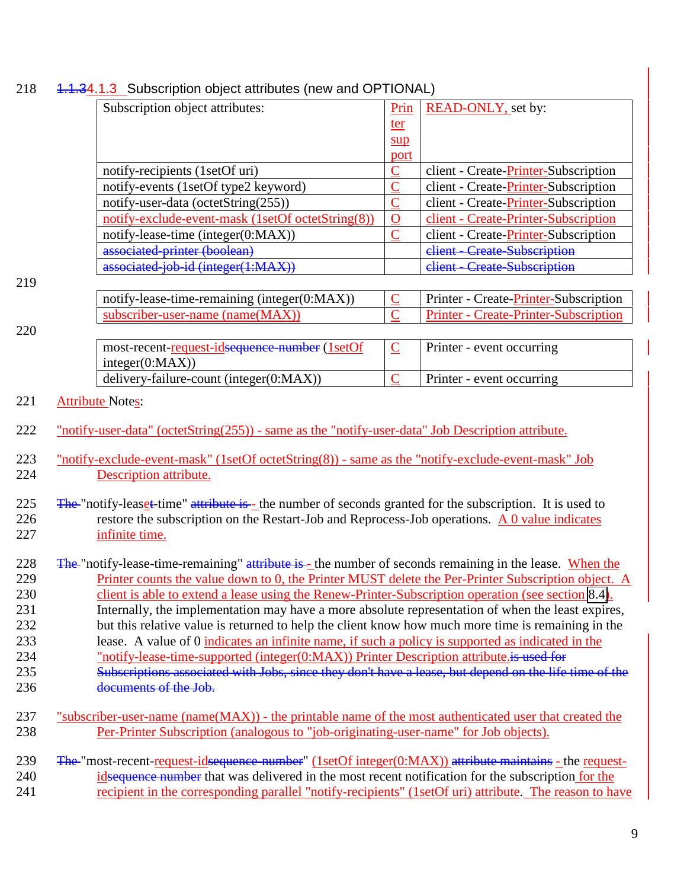### ~~1.1.3~~4.1.3 Subscription object attributes (new and OPTIONAL)

| Subscription object attributes: | Printer support | READ-ONLY, set by: |
|---|---|---|
| notify-recipients (1setOf uri) | C | client - Create-Printer-Subscription |
| notify-events (1setOf type2 keyword) | C | client - Create-Printer-Subscription |
| notify-user-data (octetString(255)) | C | client - Create-Printer-Subscription |
| notify-exclude-event-mask (1setOf octetString(8)) | O | client - Create-Printer-Subscription |
| notify-lease-time (integer(0:MAX)) | C | client - Create-Printer-Subscription |
| ~~associated-printer (boolean)~~ | | ~~client - Create-Subscription~~ |
| ~~associated-job-id (integer(1:MAX))~~ | | ~~client - Create-Subscription~~ |
| notify-lease-time-remaining (integer(0:MAX)) | C | Printer - Create-Printer-Subscription |
| subscriber-user-name (name(MAX)) | C | Printer - Create-Printer-Subscription |
| most-recent-request-id~~sequence-number~~ (1setOf integer(0:MAX)) | C | Printer - event occurring |
| delivery-failure-count (integer(0:MAX)) | C | Printer - event occurring |

Attribute Notes:

"notify-user-data" (octetString(255)) - same as the "notify-user-data" Job Description attribute.

"notify-exclude-event-mask" (1setOf octetString(8)) - same as the "notify-exclude-event-mask" Job Description attribute.

~~The~~ "notify-lease~~t~~-time" ~~attribute is~~ - the number of seconds granted for the subscription. It is used to restore the subscription on the Restart-Job and Reprocess-Job operations. A 0 value indicates infinite time.

~~The~~ "notify-lease-time-remaining" ~~attribute is~~ - the number of seconds remaining in the lease. When the Printer counts the value down to 0, the Printer MUST delete the Per-Printer Subscription object. A client is able to extend a lease using the Renew-Printer-Subscription operation (see section 8.4). Internally, the implementation may have a more absolute representation of when the least expires, but this relative value is returned to help the client know how much more time is remaining in the lease. A value of 0 indicates an infinite name, if such a policy is supported as indicated in the "notify-lease-time-supported (integer(0:MAX)) Printer Description attribute.~~is used for Subscriptions associated with Jobs, since they don't have a lease, but depend on the life time of the documents of the Job.~~

"subscriber-user-name (name(MAX)) - the printable name of the most authenticated user that created the Per-Printer Subscription (analogous to "job-originating-user-name" for Job objects).

~~The~~ "most-recent-request-id~~sequence-number~~" (1setOf integer(0:MAX)) ~~attribute maintains~~ - the request-id~~sequence number~~ that was delivered in the most recent notification for the subscription for the recipient in the corresponding parallel "notify-recipients" (1setOf uri) attribute. The reason to have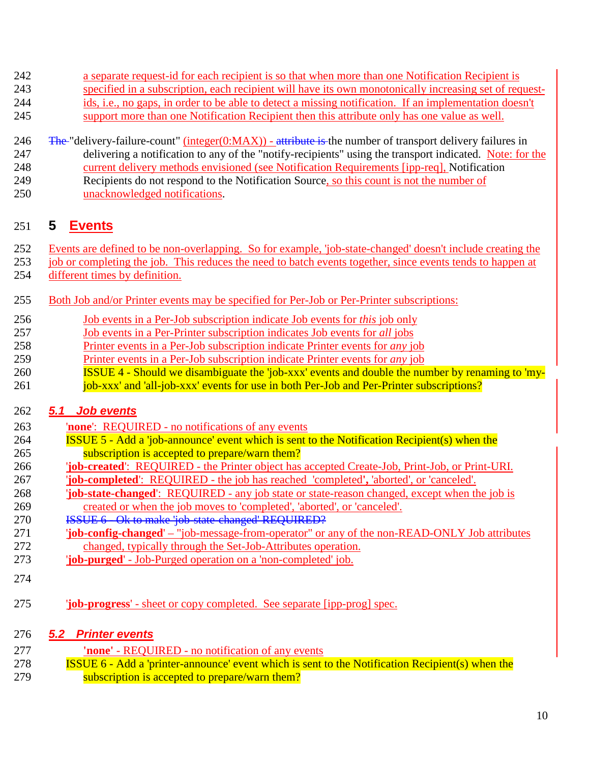a separate request-id for each recipient is so that when more than one Notification Recipient is specified in a subscription, each recipient will have its own monotonically increasing set of request-ids, i.e., no gaps, in order to be able to detect a missing notification. If an implementation doesn't support more than one Notification Recipient then this attribute only has one value as well.

~~The~~ "delivery-failure-count" (integer(0:MAX)) - ~~attribute is~~ the number of transport delivery failures in delivering a notification to any of the "notify-recipients" using the transport indicated. Note: for the current delivery methods envisioned (see Notification Requirements [ipp-req], Notification Recipients do not respond to the Notification Source, so this count is not the number of unacknowledged notifications.

# 5 Events

Events are defined to be non-overlapping. So for example, 'job-state-changed' doesn't include creating the job or completing the job. This reduces the need to batch events together, since events tends to happen at different times by definition.

Both Job and/or Printer events may be specified for Per-Job or Per-Printer subscriptions:

Job events in a Per-Job subscription indicate Job events for *this* job only
Job events in a Per-Printer subscription indicates Job events for *all* jobs
Printer events in a Per-Job subscription indicate Printer events for *any* job
Printer events in a Per-Job subscription indicate Printer events for *any* job
ISSUE 4 - Should we disambiguate the 'job-xxx' events and double the number by renaming to 'my-job-xxx' and 'all-job-xxx' events for use in both Per-Job and Per-Printer subscriptions?

## 5.1 Job events

'**none**': REQUIRED - no notifications of any events
ISSUE 5 - Add a 'job-announce' event which is sent to the Notification Recipient(s) when the subscription is accepted to prepare/warn them?
'**job-created**': REQUIRED - the Printer object has accepted Create-Job, Print-Job, or Print-URI.
'**job-completed**': REQUIRED - the job has reached 'completed'**,** 'aborted', or 'canceled'.
'**job-state-changed**': REQUIRED - any job state or state-reason changed, except when the job is created or when the job moves to 'completed', 'aborted', or 'canceled'.
~~ISSUE 6 - Ok to make 'job-state-changed' REQUIRED?~~
'**job-config-changed**' – "job-message-from-operator" or any of the non-READ-ONLY Job attributes changed, typically through the Set-Job-Attributes operation.
'**job-purged**' - Job-Purged operation on a 'non-completed' job.

'**job-progress**' - sheet or copy completed. See separate [ipp-prog] spec.

## 5.2 Printer events

'**none**' - REQUIRED - no notification of any events
ISSUE 6 - Add a 'printer-announce' event which is sent to the Notification Recipient(s) when the subscription is accepted to prepare/warn them?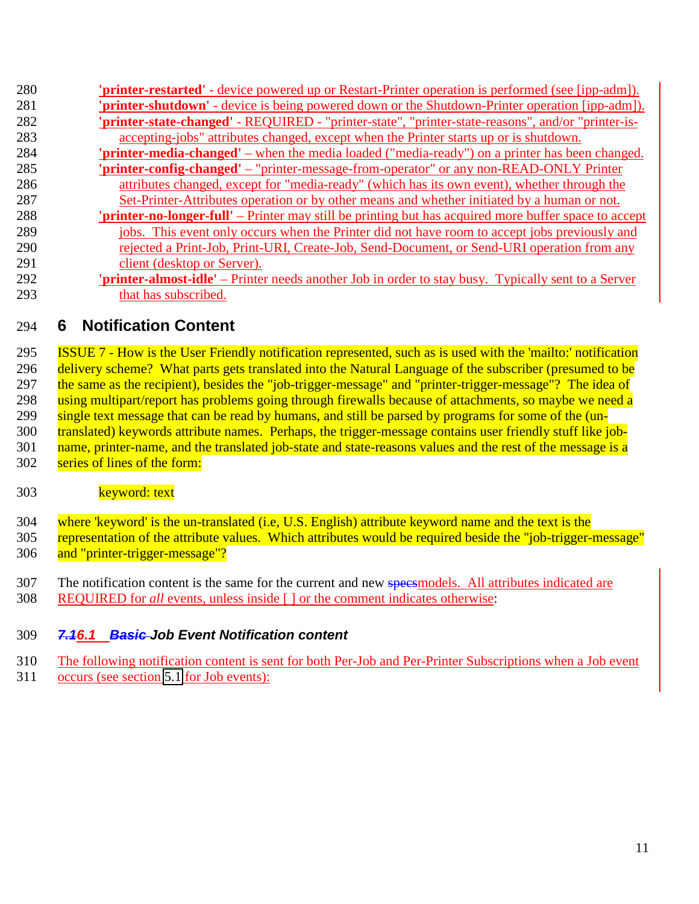**'printer-restarted'** - device powered up or Restart-Printer operation is performed (see [ipp-adm]).
**'printer-shutdown'** - device is being powered down or the Shutdown-Printer operation [ipp-adm]).
**'printer-state-changed'** - REQUIRED - "printer-state", "printer-state-reasons", and/or "printer-is-accepting-jobs" attributes changed, except when the Printer starts up or is shutdown.
**'printer-media-changed'** – when the media loaded ("media-ready") on a printer has been changed.
**'printer-config-changed'** – "printer-message-from-operator" or any non-READ-ONLY Printer attributes changed, except for "media-ready" (which has its own event), whether through the Set-Printer-Attributes operation or by other means and whether initiated by a human or not.
**'printer-no-longer-full'** – Printer may still be printing but has acquired more buffer space to accept jobs. This event only occurs when the Printer did not have room to accept jobs previously and rejected a Print-Job, Print-URI, Create-Job, Send-Document, or Send-URI operation from any client (desktop or Server).
**'printer-almost-idle'** – Printer needs another Job in order to stay busy. Typically sent to a Server that has subscribed.

# 6 Notification Content

ISSUE 7 - How is the User Friendly notification represented, such as is used with the 'mailto:' notification delivery scheme? What parts gets translated into the Natural Language of the subscriber (presumed to be the same as the recipient), besides the "job-trigger-message" and "printer-trigger-message"? The idea of using multipart/report has problems going through firewalls because of attachments, so maybe we need a single text message that can be read by humans, and still be parsed by programs for some of the (un-translated) keywords attribute names. Perhaps, the trigger-message contains user friendly stuff like job-name, printer-name, and the translated job-state and state-reasons values and the rest of the message is a series of lines of the form:

keyword: text

where 'keyword' is the un-translated (i.e, U.S. English) attribute keyword name and the text is the representation of the attribute values. Which attributes would be required beside the "job-trigger-message" and "printer-trigger-message"?

The notification content is the same for the current and new ~~specs~~models. All attributes indicated are REQUIRED for *all* events, unless inside [ ] or the comment indicates otherwise:

## ~~7.1~~6.1 ~~Basic~~ Job Event Notification content

The following notification content is sent for both Per-Job and Per-Printer Subscriptions when a Job event occurs (see section 5.1 for Job events):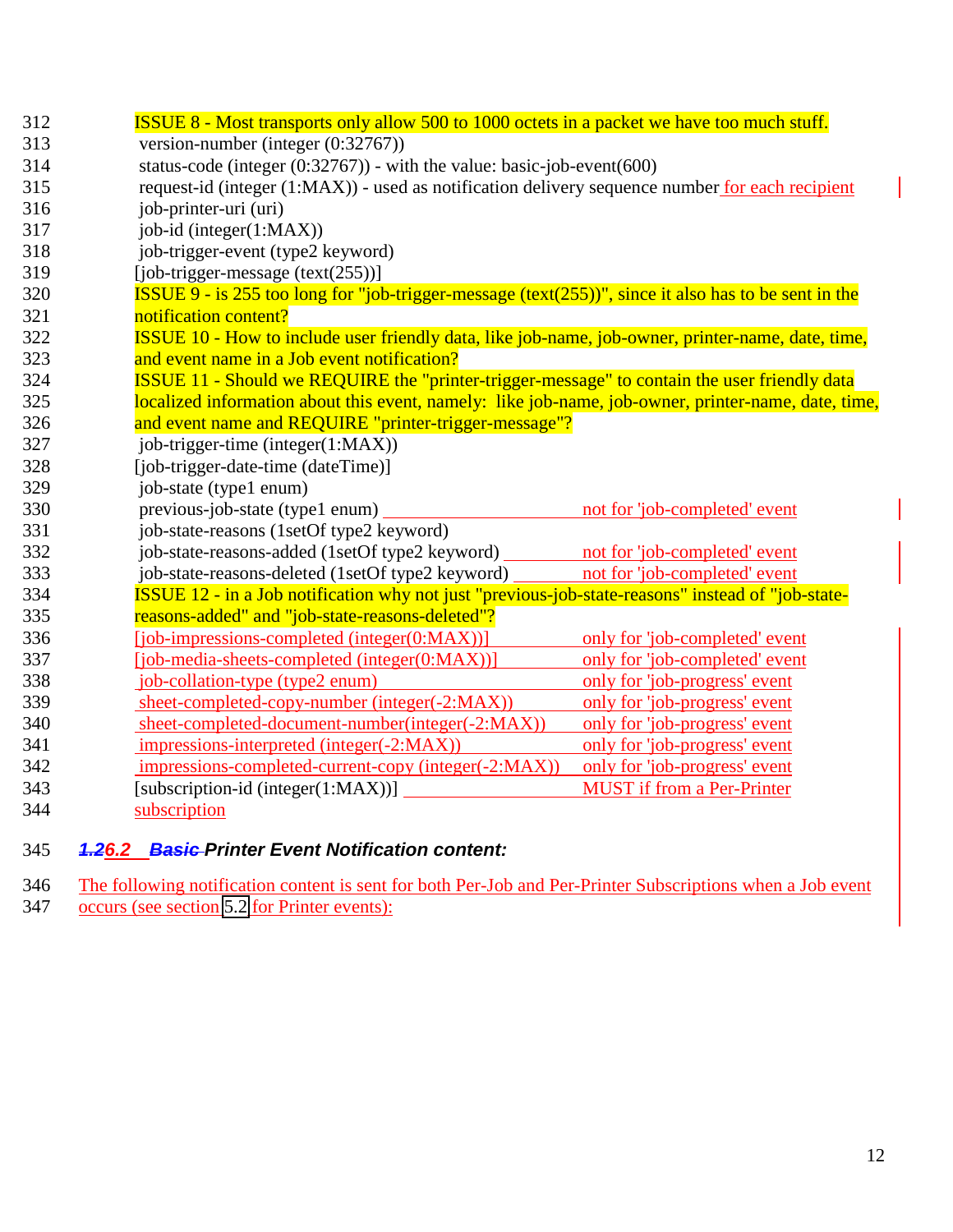ISSUE 8 - Most transports only allow 500 to 1000 octets in a packet we have too much stuff.

version-number (integer (0:32767))
status-code (integer (0:32767)) - with the value: basic-job-event(600)
request-id (integer (1:MAX)) - used as notification delivery sequence number for each recipient
job-printer-uri (uri)
job-id (integer(1:MAX))
job-trigger-event (type2 keyword)
[job-trigger-message (text(255))]

ISSUE 9 - is 255 too long for "job-trigger-message (text(255))", since it also has to be sent in the notification content?

ISSUE 10 - How to include user friendly data, like job-name, job-owner, printer-name, date, time, and event name in a Job event notification?

ISSUE 11 - Should we REQUIRE the "printer-trigger-message" to contain the user friendly data localized information about this event, namely: like job-name, job-owner, printer-name, date, time, and event name and REQUIRE "printer-trigger-message"?

job-trigger-time (integer(1:MAX))
[job-trigger-date-time (dateTime)]
job-state (type1 enum)
previous-job-state (type1 enum) ____ not for 'job-completed' event
job-state-reasons (1setOf type2 keyword)
job-state-reasons-added (1setOf type2 keyword) ____ not for 'job-completed' event
job-state-reasons-deleted (1setOf type2 keyword) ____ not for 'job-completed' event

ISSUE 12 - in a Job notification why not just "previous-job-state-reasons" instead of "job-state-reasons-added" and "job-state-reasons-deleted"?

[job-impressions-completed (integer(0:MAX))] ____ only for 'job-completed' event
[job-media-sheets-completed (integer(0:MAX))] ____ only for 'job-completed' event
job-collation-type (type2 enum) ____ only for 'job-progress' event
sheet-completed-copy-number (integer(-2:MAX)) ____ only for 'job-progress' event
sheet-completed-document-number(integer(-2:MAX)) ____ only for 'job-progress' event
impressions-interpreted (integer(-2:MAX)) ____ only for 'job-progress' event
impressions-completed-current-copy (integer(-2:MAX)) ____ only for 'job-progress' event
[subscription-id (integer(1:MAX))] ____ MUST if from a Per-Printer subscription

### ~~1.2~~6.2 ~~Basic~~ Printer Event Notification content:

The following notification content is sent for both Per-Job and Per-Printer Subscriptions when a Job event occurs (see section 5.2 for Printer events):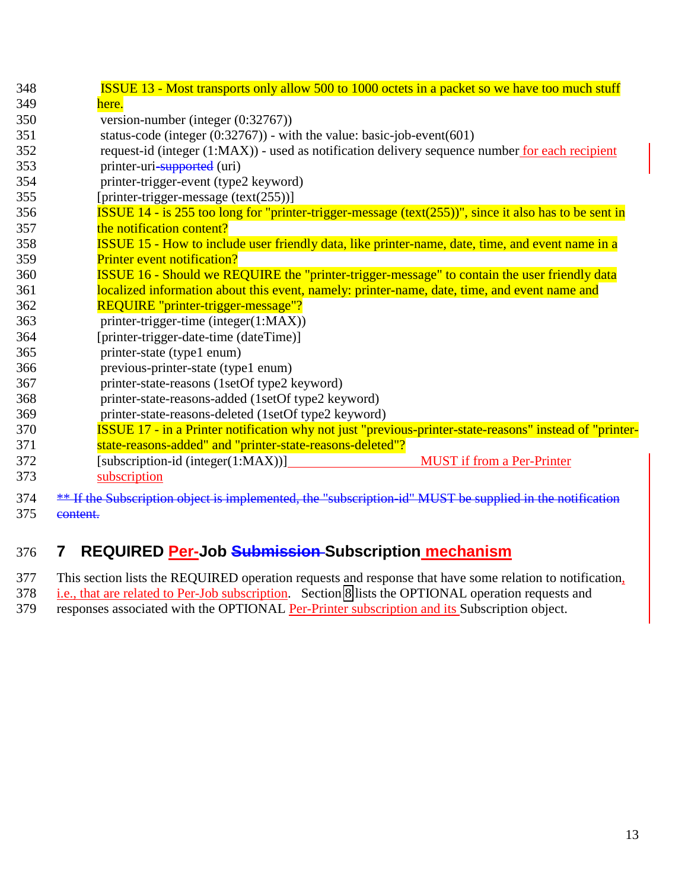ISSUE 13 - Most transports only allow 500 to 1000 octets in a packet so we have too much stuff here.

version-number (integer (0:32767))
status-code (integer (0:32767)) - with the value: basic-job-event(601)
request-id (integer (1:MAX)) - used as notification delivery sequence number for each recipient
printer-uri-~~supported~~ (uri)
printer-trigger-event (type2 keyword)
[printer-trigger-message (text(255))]

ISSUE 14 - is 255 too long for "printer-trigger-message (text(255))", since it also has to be sent in the notification content?

ISSUE 15 - How to include user friendly data, like printer-name, date, time, and event name in a Printer event notification?

ISSUE 16 - Should we REQUIRE the "printer-trigger-message" to contain the user friendly data localized information about this event, namely: printer-name, date, time, and event name and REQUIRE "printer-trigger-message"?

printer-trigger-time (integer(1:MAX))
[printer-trigger-date-time (dateTime)]
printer-state (type1 enum)
previous-printer-state (type1 enum)
printer-state-reasons (1setOf type2 keyword)
printer-state-reasons-added (1setOf type2 keyword)
printer-state-reasons-deleted (1setOf type2 keyword)

ISSUE 17 - in a Printer notification why not just "previous-printer-state-reasons" instead of "printer-state-reasons-added" and "printer-state-reasons-deleted"?

[subscription-id (integer(1:MAX))] MUST if from a Per-Printer subscription

~~** If the Subscription object is implemented, the "subscription-id" MUST be supplied in the notification content.~~

# 7 REQUIRED Per-Job ~~Submission~~ Subscription mechanism

This section lists the REQUIRED operation requests and response that have some relation to notification, i.e., that are related to Per-Job subscription. Section 8 lists the OPTIONAL operation requests and responses associated with the OPTIONAL Per-Printer subscription and its Subscription object.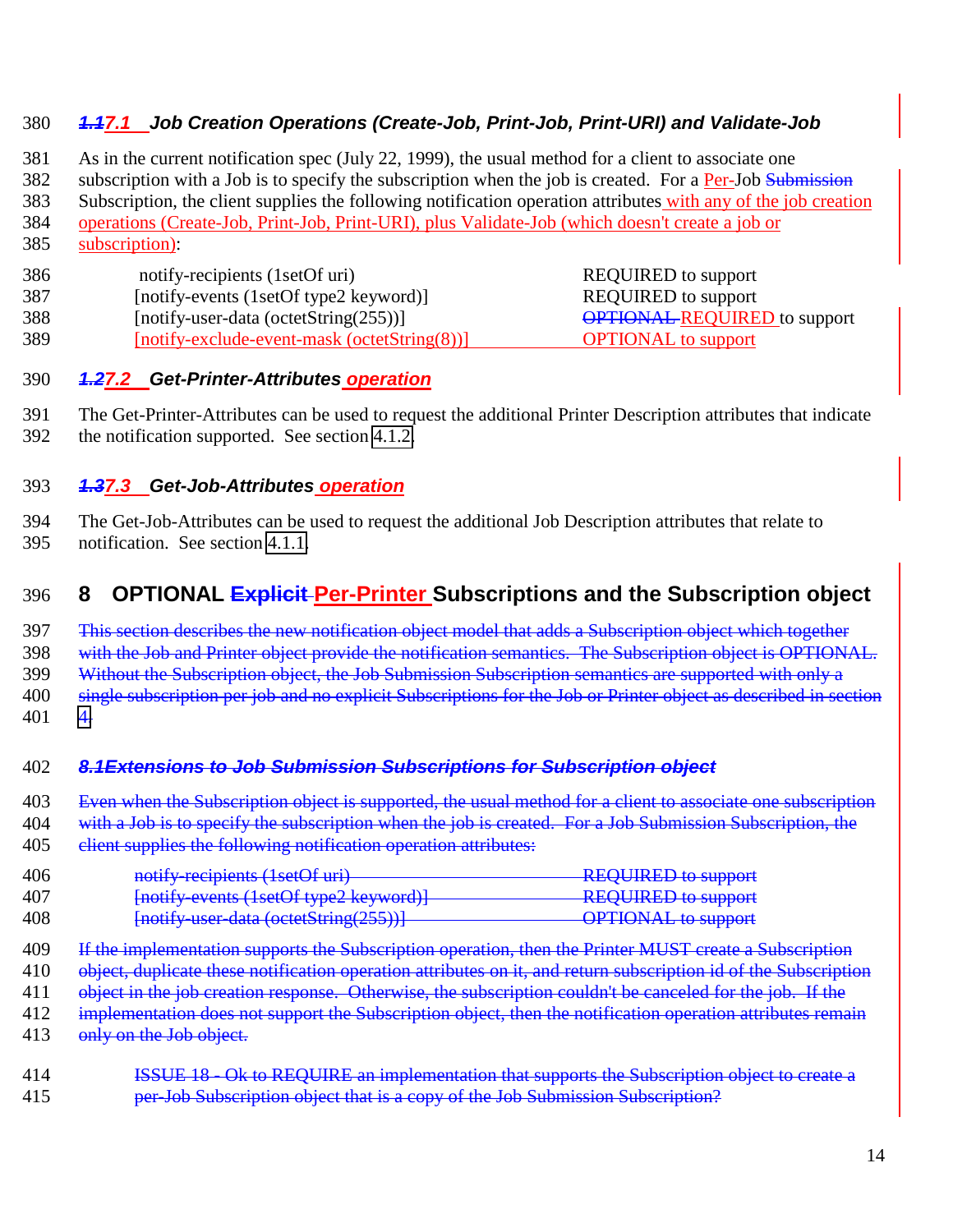### ~~1.1~~7.1 Job Creation Operations (Create-Job, Print-Job, Print-URI) and Validate-Job

As in the current notification spec (July 22, 1999), the usual method for a client to associate one subscription with a Job is to specify the subscription when the job is created. For a Per-Job ~~Submission~~ Subscription, the client supplies the following notification operation attributes with any of the job creation operations (Create-Job, Print-Job, Print-URI), plus Validate-Job (which doesn't create a job or subscription):

| | |
|---|---|
| notify-recipients (1setOf uri) | REQUIRED to support |
| [notify-events (1setOf type2 keyword)] | REQUIRED to support |
| [notify-user-data (octetString(255))] | ~~OPTIONAL~~ REQUIRED to support |
| [notify-exclude-event-mask (octetString(8))] | OPTIONAL to support |

### ~~1.2~~7.2 Get-Printer-Attributes operation

The Get-Printer-Attributes can be used to request the additional Printer Description attributes that indicate the notification supported. See section 4.1.2.

### ~~1.3~~7.3 Get-Job-Attributes operation

The Get-Job-Attributes can be used to request the additional Job Description attributes that relate to notification. See section 4.1.1.

## 8 OPTIONAL ~~Explicit~~ Per-Printer Subscriptions and the Subscription object

~~This section describes the new notification object model that adds a Subscription object which together with the Job and Printer object provide the notification semantics. The Subscription object is OPTIONAL. Without the Subscription object, the Job Submission Subscription semantics are supported with only a single subscription per job and no explicit Subscriptions for the Job or Printer object as described in section 4.~~

### ~~8.1Extensions to Job Submission Subscriptions for Subscription object~~

~~Even when the Subscription object is supported, the usual method for a client to associate one subscription with a Job is to specify the subscription when the job is created. For a Job Submission Subscription, the client supplies the following notification operation attributes:~~

| | |
|---|---|
| ~~notify-recipients (1setOf uri)~~ | ~~REQUIRED to support~~ |
| ~~[notify-events (1setOf type2 keyword)]~~ | ~~REQUIRED to support~~ |
| ~~[notify-user-data (octetString(255))]~~ | ~~OPTIONAL to support~~ |

~~If the implementation supports the Subscription operation, then the Printer MUST create a Subscription object, duplicate these notification operation attributes on it, and return subscription id of the Subscription object in the job creation response. Otherwise, the subscription couldn't be canceled for the job. If the implementation does not support the Subscription object, then the notification operation attributes remain only on the Job object.~~

> ~~ISSUE 18 - Ok to REQUIRE an implementation that supports the Subscription object to create a per-Job Subscription object that is a copy of the Job Submission Subscription?~~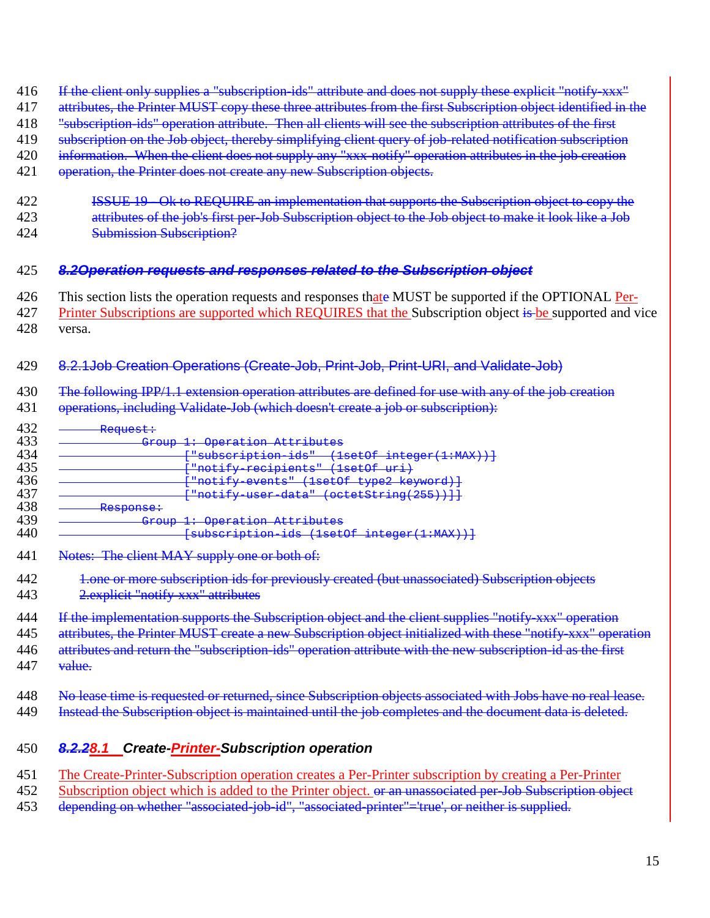416 If the client only supplies a "subscription-ids" attribute and does not supply these explicit "notify-xxx"
417 attributes, the Printer MUST copy these three attributes from the first Subscription object identified in the
418 "subscription-ids" operation attribute. Then all clients will see the subscription attributes of the first
419 subscription on the Job object, thereby simplifying client query of job-related notification subscription
420 information. When the client does not supply any "xxx-notify" operation attributes in the job creation
421 operation, the Printer does not create any new Subscription objects.

422 ISSUE 19 - Ok to REQUIRE an implementation that supports the Subscription object to copy the
423 attributes of the job's first per-Job Subscription object to the Job object to make it look like a Job
424 Submission Subscription?

### 425 *8.2Operation requests and responses related to the Subscription object*

426 This section lists the operation requests and responses thate MUST be supported if the OPTIONAL Per-
427 Printer Subscriptions are supported which REQUIRES that the Subscription object is be supported and vice
428 versa.

#### 429 8.2.1Job Creation Operations (Create-Job, Print-Job, Print-URI, and Validate-Job)

430 The following IPP/1.1 extension operation attributes are defined for use with any of the job creation
431 operations, including Validate-Job (which doesn't create a job or subscription):

```
432         Request:
433                 Group 1: Operation Attributes
434                         ["subscription-ids"  (1setOf integer(1:MAX))]
435                         ["notify-recipients" (1setOf uri)
436                         ["notify-events" (1setOf type2 keyword)]
437                         ["notify-user-data" (octetString(255))]]
438         Response:
439                 Group 1: Operation Attributes
440                         [subscription-ids (1setOf integer(1:MAX))]
```

441 Notes: The client MAY supply one or both of:

442 1.one or more subscription ids for previously created (but unassociated) Subscription objects
443 2.explicit "notify-xxx" attributes

444 If the implementation supports the Subscription object and the client supplies "notify-xxx" operation
445 attributes, the Printer MUST create a new Subscription object initialized with these "notify-xxx" operation
446 attributes and return the "subscription-ids" operation attribute with the new subscription-id as the first
447 value.

448 No lease time is requested or returned, since Subscription objects associated with Jobs have no real lease.
449 Instead the Subscription object is maintained until the job completes and the document data is deleted.

#### 450 *8.2.28.1 Create-Printer-Subscription operation*

451 The Create-Printer-Subscription operation creates a Per-Printer subscription by creating a Per-Printer
452 Subscription object which is added to the Printer object. or an unassociated per-Job Subscription object
453 depending on whether "associated-job-id", "associated-printer"='true', or neither is supplied.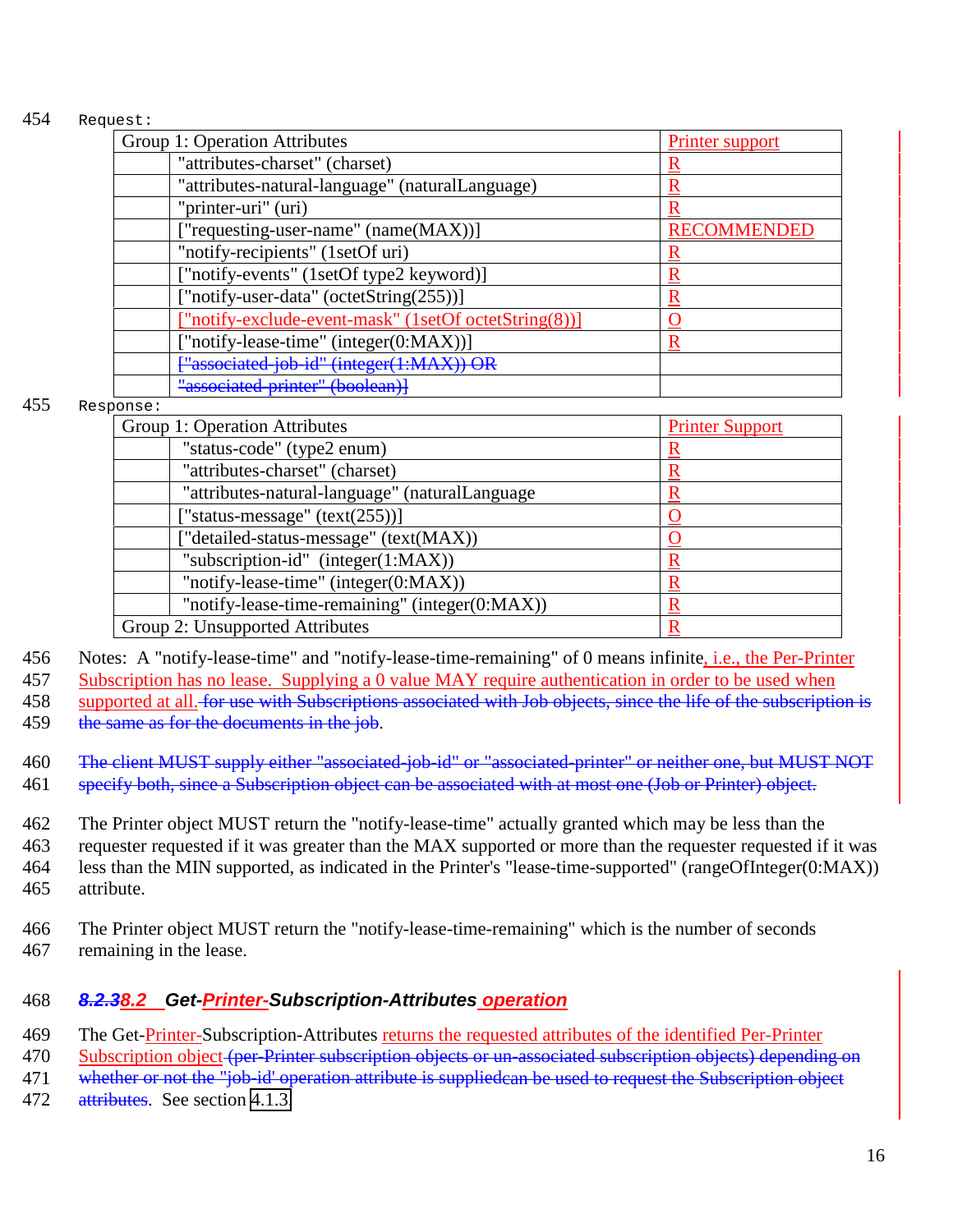Request:

| Group 1: Operation Attributes | | Printer support |
|---|---|---|
| | "attributes-charset" (charset) | R |
| | "attributes-natural-language" (naturalLanguage) | R |
| | "printer-uri" (uri) | R |
| | ["requesting-user-name" (name(MAX))] | RECOMMENDED |
| | "notify-recipients" (1setOf uri) | R |
| | ["notify-events" (1setOf type2 keyword)] | R |
| | ["notify-user-data" (octetString(255))] | R |
| | ["notify-exclude-event-mask" (1setOf octetString(8))] | O |
| | ["notify-lease-time" (integer(0:MAX))] | R |
| | ~~["associated-job-id" (integer(1:MAX)) OR~~ | |
| | ~~"associated-printer" (boolean)]~~ | |

Response:

| Group 1: Operation Attributes | | Printer Support |
|---|---|---|
| | "status-code" (type2 enum) | R |
| | "attributes-charset" (charset) | R |
| | "attributes-natural-language" (naturalLanguage | R |
| | ["status-message" (text(255))] | O |
| | ["detailed-status-message" (text(MAX)) | O |
| | "subscription-id" (integer(1:MAX)) | R |
| | "notify-lease-time" (integer(0:MAX)) | R |
| | "notify-lease-time-remaining" (integer(0:MAX)) | R |
| Group 2: Unsupported Attributes | | R |

Notes: A "notify-lease-time" and "notify-lease-time-remaining" of 0 means infinite, i.e., the Per-Printer Subscription has no lease. Supplying a 0 value MAY require authentication in order to be used when supported at all. ~~for use with Subscriptions associated with Job objects, since the life of the subscription is the same as for the documents in the job~~.

~~The client MUST supply either "associated-job-id" or "associated-printer" or neither one, but MUST NOT specify both, since a Subscription object can be associated with at most one (Job or Printer) object.~~

The Printer object MUST return the "notify-lease-time" actually granted which may be less than the requester requested if it was greater than the MAX supported or more than the requester requested if it was less than the MIN supported, as indicated in the Printer's "lease-time-supported" (rangeOfInteger(0:MAX)) attribute.

The Printer object MUST return the "notify-lease-time-remaining" which is the number of seconds remaining in the lease.

### ~~8.2.3~~8.2 Get-Printer-Subscription-Attributes operation

The Get-Printer-Subscription-Attributes returns the requested attributes of the identified Per-Printer Subscription object ~~(per-Printer subscription objects or un-associated subscription objects) depending on whether or not the "job-id" operation attribute is suppliedcan be used to request the Subscription object attributes~~. See section 4.1.3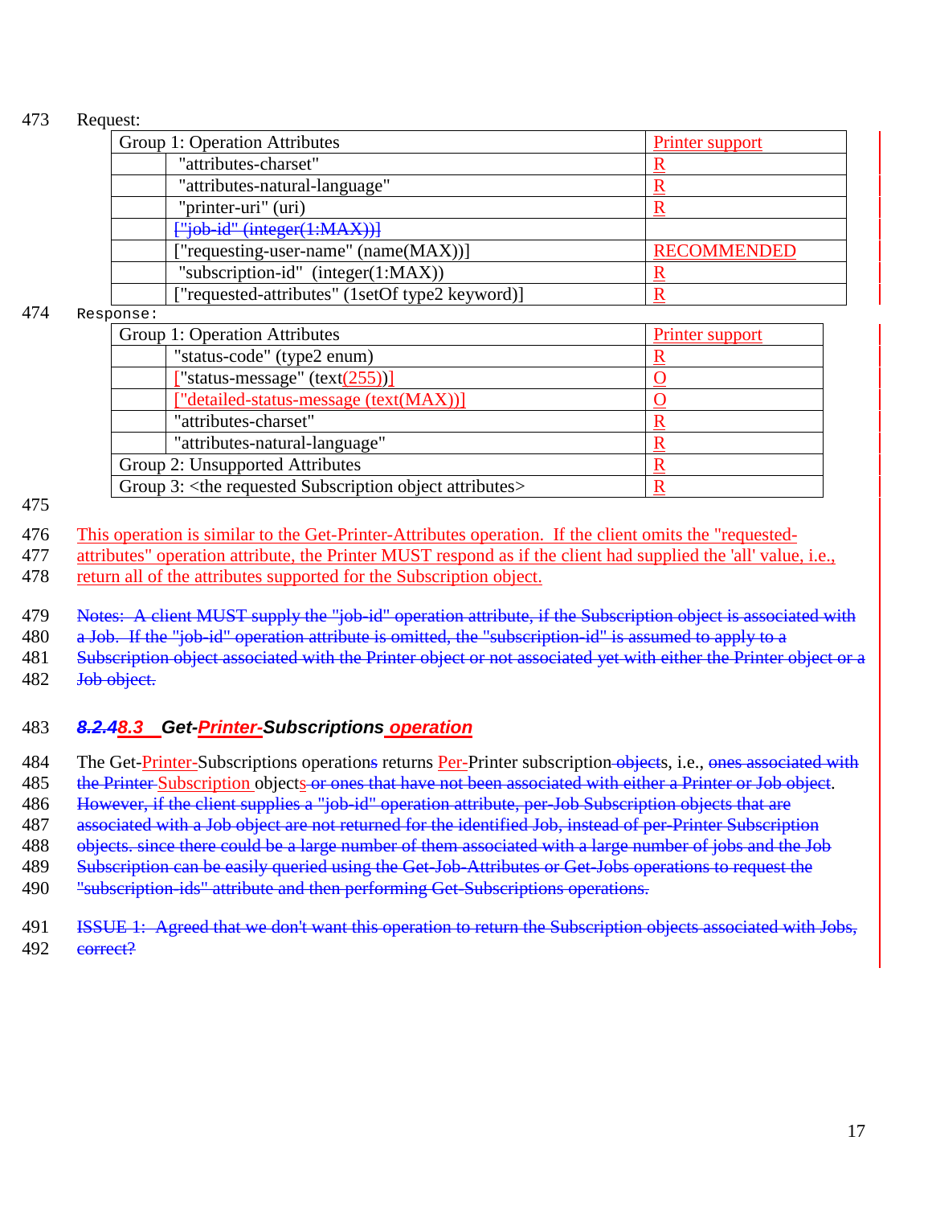Request:

| Group 1: Operation Attributes | | Printer support |
|---|---|---|
| | "attributes-charset" | R |
| | "attributes-natural-language" | R |
| | "printer-uri" (uri) | R |
| | ["job-id" (integer(1:MAX))] | |
| | ["requesting-user-name" (name(MAX))] | RECOMMENDED |
| | "subscription-id" (integer(1:MAX)) | R |
| | ["requested-attributes" (1setOf type2 keyword)] | R |

Response:

| Group 1: Operation Attributes | | Printer support |
|---|---|---|
| | "status-code" (type2 enum) | R |
| | ["status-message" (text(255))] | O |
| | ["detailed-status-message (text(MAX))] | O |
| | "attributes-charset" | R |
| | "attributes-natural-language" | R |
| Group 2: Unsupported Attributes | | R |
| Group 3: <the requested Subscription object attributes> | | R |

This operation is similar to the Get-Printer-Attributes operation. If the client omits the "requested-attributes" operation attribute, the Printer MUST respond as if the client had supplied the 'all' value, i.e., return all of the attributes supported for the Subscription object.

Notes: A client MUST supply the "job-id" operation attribute, if the Subscription object is associated with a Job. If the "job-id" operation attribute is omitted, the "subscription-id" is assumed to apply to a Subscription object associated with the Printer object or not associated yet with either the Printer object or a Job object.

### 8.2.48.3 Get-Printer-Subscriptions operation

The Get-Printer-Subscriptions operations returns Per-Printer subscription objects, i.e., ones associated with the Printer Subscription objects or ones that have not been associated with either a Printer or Job object. However, if the client supplies a "job-id" operation attribute, per-Job Subscription objects that are associated with a Job object are not returned for the identified Job, instead of per-Printer Subscription objects. since there could be a large number of them associated with a large number of jobs and the Job Subscription can be easily queried using the Get-Job-Attributes or Get-Jobs operations to request the "subscription-ids" attribute and then performing Get-Subscriptions operations.

ISSUE 1: Agreed that we don't want this operation to return the Subscription objects associated with Jobs, correct?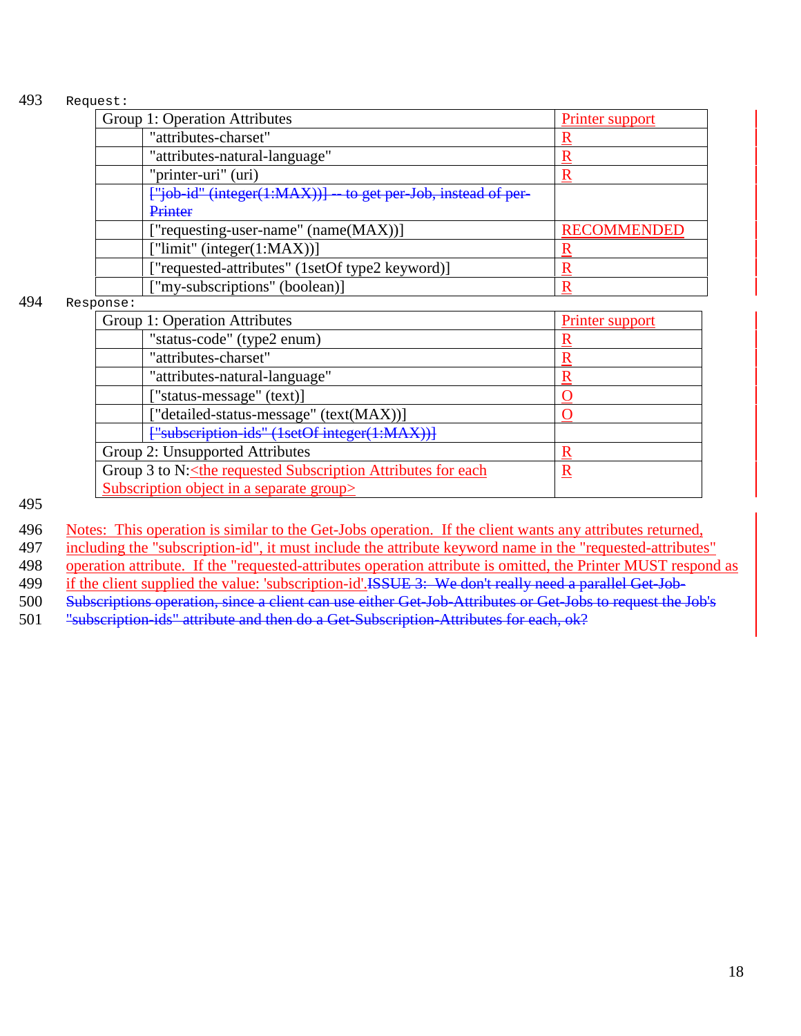Request:

| Group 1: Operation Attributes | | Printer support |
|---|---|---|
| | "attributes-charset" | R |
| | "attributes-natural-language" | R |
| | "printer-uri" (uri) | R |
| | ~~["job-id" (integer(1:MAX))] -- to get per-Job, instead of per-Printer~~ | |
| | ["requesting-user-name" (name(MAX))] | RECOMMENDED |
| | ["limit" (integer(1:MAX))] | R |
| | ["requested-attributes" (1setOf type2 keyword)] | R |
| | ["my-subscriptions" (boolean)] | R |

Response:

| Group 1: Operation Attributes | | Printer support |
|---|---|---|
| | "status-code" (type2 enum) | R |
| | "attributes-charset" | R |
| | "attributes-natural-language" | R |
| | ["status-message" (text)] | O |
| | ["detailed-status-message" (text(MAX))] | O |
| | ~~["subscription-ids" (1setOf integer(1:MAX))]~~ | |
| Group 2: Unsupported Attributes | | R |
| Group 3 to N:<the requested Subscription Attributes for each Subscription object in a separate group> | | R |

Notes: This operation is similar to the Get-Jobs operation. If the client wants any attributes returned, including the "subscription-id", it must include the attribute keyword name in the "requested-attributes" operation attribute. If the "requested-attributes operation attribute is omitted, the Printer MUST respond as if the client supplied the value: 'subscription-id'.~~ISSUE 3: We don't really need a parallel Get-Job-Subscriptions operation, since a client can use either Get-Job-Attributes or Get-Jobs to request the Job's "subscription-ids" attribute and then do a Get-Subscription-Attributes for each, ok?~~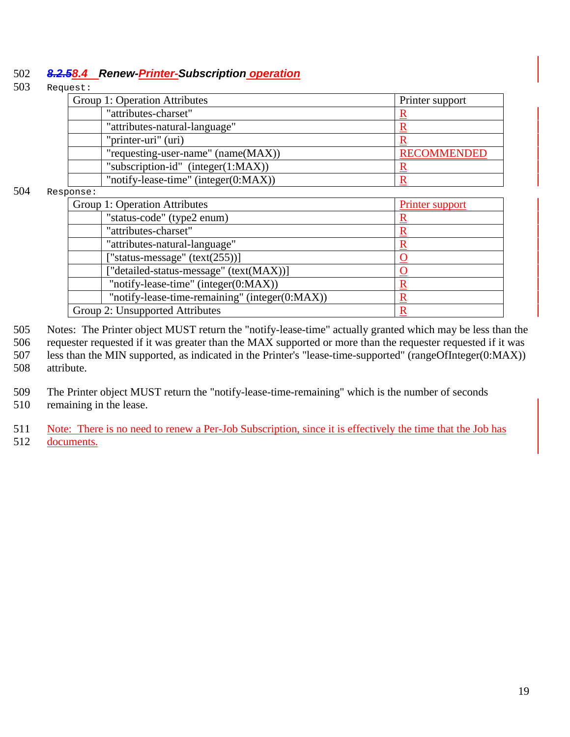502 **8.2.58.4 Renew-Printer-Subscription operation**

503 Request:

| Group 1: Operation Attributes | | Printer support |
|---|---|---|
| | "attributes-charset" | R |
| | "attributes-natural-language" | R |
| | "printer-uri" (uri) | R |
| | "requesting-user-name" (name(MAX)) | RECOMMENDED |
| | "subscription-id" (integer(1:MAX)) | R |
| | "notify-lease-time" (integer(0:MAX)) | R |

504 Response:

| Group 1: Operation Attributes | | Printer support |
|---|---|---|
| | "status-code" (type2 enum) | R |
| | "attributes-charset" | R |
| | "attributes-natural-language" | R |
| | ["status-message" (text(255))] | O |
| | ["detailed-status-message" (text(MAX))] | O |
| | "notify-lease-time" (integer(0:MAX)) | R |
| | "notify-lease-time-remaining" (integer(0:MAX)) | R |
| Group 2: Unsupported Attributes | | R |

505 Notes: The Printer object MUST return the "notify-lease-time" actually granted which may be less than the
506 requester requested if it was greater than the MAX supported or more than the requester requested if it was
507 less than the MIN supported, as indicated in the Printer's "lease-time-supported" (rangeOfInteger(0:MAX))
508 attribute.

509 The Printer object MUST return the "notify-lease-time-remaining" which is the number of seconds
510 remaining in the lease.

511 Note: There is no need to renew a Per-Job Subscription, since it is effectively the time that the Job has
512 documents.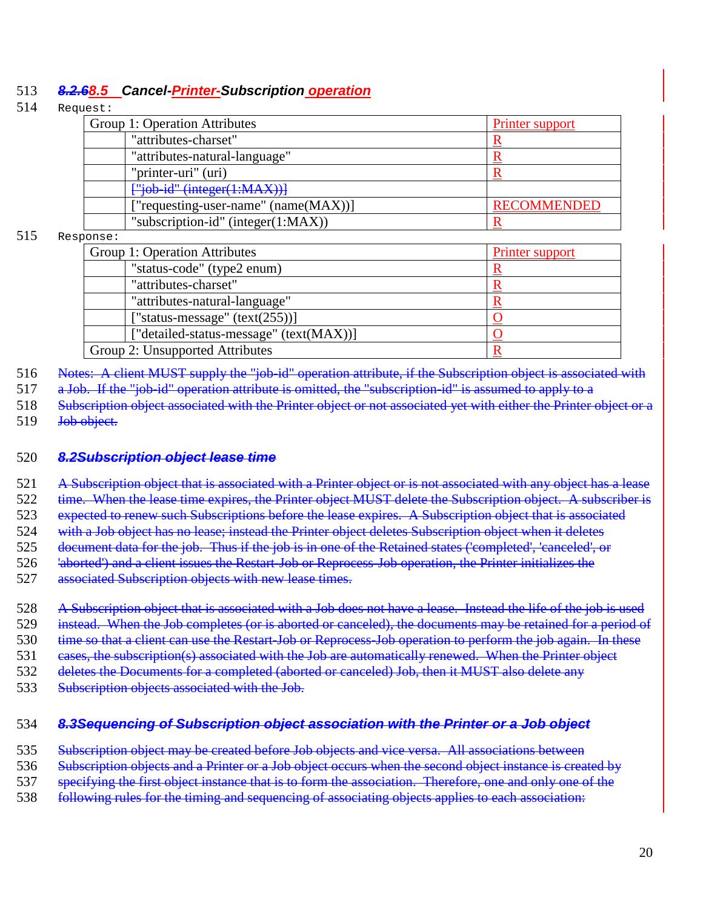513 ***~~8.2.6~~8.5 Cancel-~~Printer-~~Subscription operation***

514 Request:

| Group 1: Operation Attributes | | Printer support |
|---|---|---|
| | "attributes-charset" | R |
| | "attributes-natural-language" | R |
| | "printer-uri" (uri) | R |
| | ~~["job-id" (integer(1:MAX))]~~ | |
| | ["requesting-user-name" (name(MAX))] | RECOMMENDED |
| | "subscription-id" (integer(1:MAX)) | R |

515 Response:

| Group 1: Operation Attributes | | Printer support |
|---|---|---|
| | "status-code" (type2 enum) | R |
| | "attributes-charset" | R |
| | "attributes-natural-language" | R |
| | ["status-message" (text(255))] | O |
| | ["detailed-status-message" (text(MAX))] | O |
| Group 2: Unsupported Attributes | | R |

516 ~~Notes: A client MUST supply the "job-id" operation attribute, if the Subscription object is associated with~~
517 ~~a Job. If the "job-id" operation attribute is omitted, the "subscription-id" is assumed to apply to a~~
518 ~~Subscription object associated with the Printer object or not associated yet with either the Printer object or a~~
519 ~~Job object.~~

520 ***~~8.2Subscription object lease time~~***

521 ~~A Subscription object that is associated with a Printer object or is not associated with any object has a lease~~
522 ~~time. When the lease time expires, the Printer object MUST delete the Subscription object. A subscriber is~~
523 ~~expected to renew such Subscriptions before the lease expires. A Subscription object that is associated~~
524 ~~with a Job object has no lease; instead the Printer object deletes Subscription object when it deletes~~
525 ~~document data for the job. Thus if the job is in one of the Retained states ('completed', 'canceled', or~~
526 ~~'aborted') and a client issues the Restart-Job or Reprocess-Job operation, the Printer initializes the~~
527 ~~associated Subscription objects with new lease times.~~

528 ~~A Subscription object that is associated with a Job does not have a lease. Instead the life of the job is used~~
529 ~~instead. When the Job completes (or is aborted or canceled), the documents may be retained for a period of~~
530 ~~time so that a client can use the Restart-Job or Reprocess-Job operation to perform the job again. In these~~
531 ~~cases, the subscription(s) associated with the Job are automatically renewed. When the Printer object~~
532 ~~deletes the Documents for a completed (aborted or canceled) Job, then it MUST also delete any~~
533 ~~Subscription objects associated with the Job.~~

534 ***~~8.3Sequencing of Subscription object association with the Printer or a Job object~~***

535 ~~Subscription object may be created before Job objects and vice versa. All associations between~~
536 ~~Subscription objects and a Printer or a Job object occurs when the second object instance is created by~~
537 ~~specifying the first object instance that is to form the association. Therefore, one and only one of the~~
538 ~~following rules for the timing and sequencing of associating objects applies to each association:~~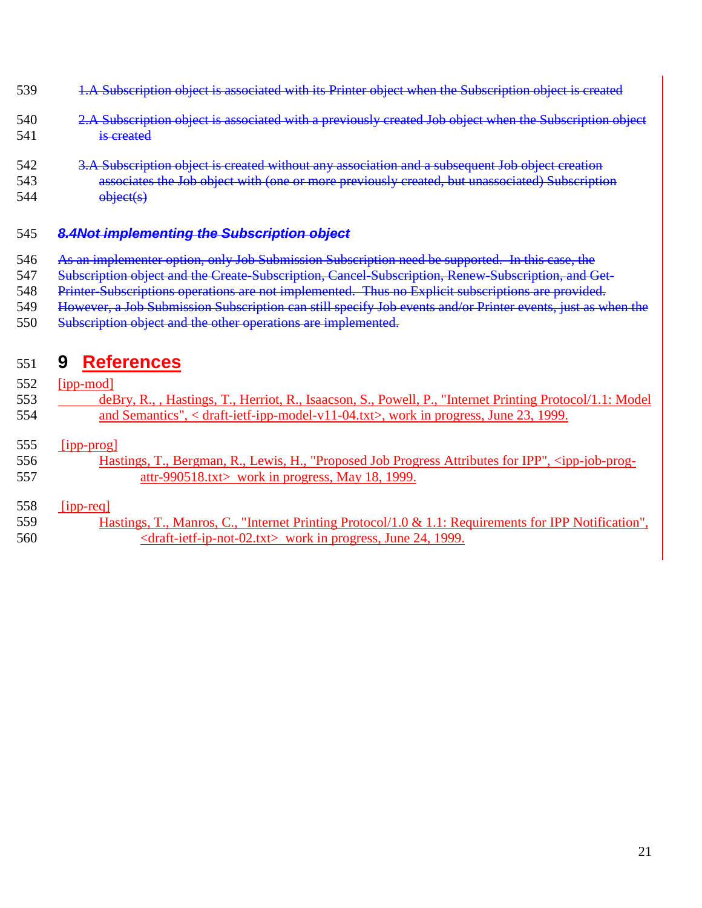1.A Subscription object is associated with its Printer object when the Subscription object is created

2.A Subscription object is associated with a previously created Job object when the Subscription object is created

3.A Subscription object is created without any association and a subsequent Job object creation associates the Job object with (one or more previously created, but unassociated) Subscription object(s)

### *8.4Not implementing the Subscription object*

As an implementer option, only Job Submission Subscription need be supported. In this case, the Subscription object and the Create-Subscription, Cancel-Subscription, Renew-Subscription, and Get-Printer-Subscriptions operations are not implemented. Thus no Explicit subscriptions are provided. However, a Job Submission Subscription can still specify Job events and/or Printer events, just as when the Subscription object and the other operations are implemented.

## 9 References

[ipp-mod]
deBry, R., , Hastings, T., Herriot, R., Isaacson, S., Powell, P., "Internet Printing Protocol/1.1: Model and Semantics", < draft-ietf-ipp-model-v11-04.txt>, work in progress, June 23, 1999.

[ipp-prog]
Hastings, T., Bergman, R., Lewis, H., "Proposed Job Progress Attributes for IPP", <ipp-job-prog-attr-990518.txt> work in progress, May 18, 1999.

[ipp-req]
Hastings, T., Manros, C., "Internet Printing Protocol/1.0 & 1.1: Requirements for IPP Notification", <draft-ietf-ip-not-02.txt> work in progress, June 24, 1999.